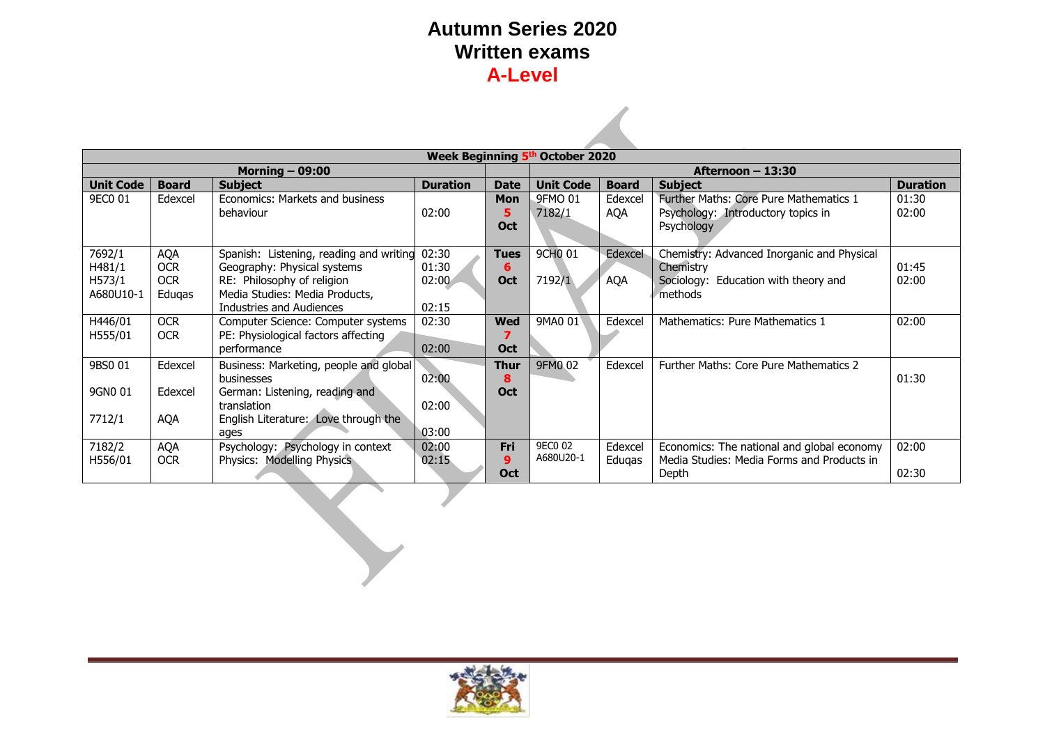# Autumn Series 2020
# Written exams
# A-Level

| Week Beginning 5th October 2020 | | | | | | | | |
|---|---|---|---|---|---|---|---|---|
| Morning – 09:00 | | | | | Afternoon – 13:30 | | | |
| **Unit Code** | **Board** | **Subject** | **Duration** | **Date** | **Unit Code** | **Board** | **Subject** | **Duration** |
| 9EC0 01 | Edexcel | Economics: Markets and business behaviour | 02:00 | **Mon 5 Oct** | 9FMO 01<br>7182/1 | Edexcel<br>AQA | Further Maths: Core Pure Mathematics 1<br>Psychology: Introductory topics in Psychology | 01:30<br>02:00 |
| 7692/1<br>H481/1<br>H573/1<br>A680U10-1 | AQA<br>OCR<br>OCR<br>Eduqas | Spanish: Listening, reading and writing<br>Geography: Physical systems<br>RE: Philosophy of religion<br>Media Studies: Media Products, Industries and Audiences | 02:30<br>01:30<br>02:00<br>02:15 | **Tues 6 Oct** | 9CH0 01<br>7192/1 | Edexcel<br>AQA | Chemistry: Advanced Inorganic and Physical Chemistry<br>Sociology: Education with theory and methods | 01:45<br>02:00 |
| H446/01<br>H555/01 | OCR<br>OCR | Computer Science: Computer systems<br>PE: Physiological factors affecting performance | 02:30<br>02:00 | **Wed 7 Oct** | 9MA0 01 | Edexcel | Mathematics: Pure Mathematics 1 | 02:00 |
| 9BS0 01<br>9GN0 01<br>7712/1 | Edexcel<br>Edexcel<br>AQA | Business: Marketing, people and global businesses<br>German: Listening, reading and translation<br>English Literature: Love through the ages | 02:00<br>02:00<br>03:00 | **Thur 8 Oct** | 9FM0 02 | Edexcel | Further Maths: Core Pure Mathematics 2 | 01:30 |
| 7182/2<br>H556/01 | AQA<br>OCR | Psychology: Psychology in context<br>Physics: Modelling Physics | 02:00<br>02:15 | **Fri 9 Oct** | 9EC0 02<br>A680U20-1 | Edexcel<br>Eduqas | Economics: The national and global economy<br>Media Studies: Media Forms and Products in Depth | 02:00<br>02:30 |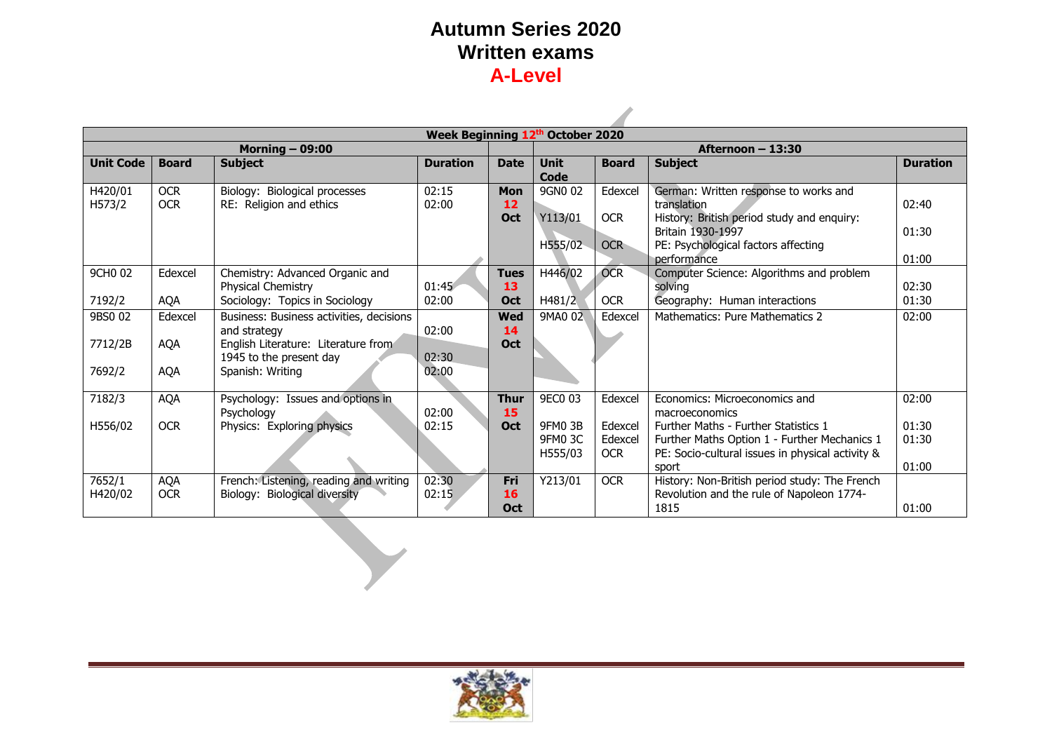# Autumn Series 2020
# Written exams
# A-Level

| Week Beginning 12th October 2020 | | | | | | | | |
|---|---|---|---|---|---|---|---|---|
| Morning – 09:00 | | | | | Afternoon – 13:30 | | | |
| **Unit Code** | **Board** | **Subject** | **Duration** | **Date** | **Unit Code** | **Board** | **Subject** | **Duration** |
| H420/01<br>H573/2 | OCR<br>OCR | Biology: Biological processes<br>RE: Religion and ethics | 02:15<br>02:00 | **Mon 12 Oct** | 9GN0 02<br>Y113/01<br>H555/02 | Edexcel<br>OCR<br>OCR | German: Written response to works and translation<br>History: British period study and enquiry: Britain 1930-1997<br>PE: Psychological factors affecting performance | 02:40<br>01:30<br>01:00 |
| 9CH0 02<br>7192/2 | Edexcel<br>AQA | Chemistry: Advanced Organic and Physical Chemistry<br>Sociology: Topics in Sociology | 01:45<br>02:00 | **Tues 13 Oct** | H446/02<br>H481/2 | OCR<br>OCR | Computer Science: Algorithms and problem solving<br>Geography: Human interactions | 02:30<br>01:30 |
| 9BS0 02<br>7712/2B<br>7692/2 | Edexcel<br>AQA<br>AQA | Business: Business activities, decisions and strategy<br>English Literature: Literature from 1945 to the present day<br>Spanish: Writing | 02:00<br>02:30<br>02:00 | **Wed 14 Oct** | 9MA0 02 | Edexcel | Mathematics: Pure Mathematics 2 | 02:00 |
| 7182/3<br>H556/02 | AQA<br>OCR | Psychology: Issues and options in Psychology<br>Physics: Exploring physics | 02:00<br>02:15 | **Thur 15 Oct** | 9EC0 03<br>9FM0 3B<br>9FM0 3C<br>H555/03 | Edexcel<br>Edexcel<br>Edexcel<br>OCR | Economics: Microeconomics and macroeconomics<br>Further Maths - Further Statistics 1<br>Further Maths Option 1 - Further Mechanics 1<br>PE: Socio-cultural issues in physical activity & sport | 02:00<br>01:30<br>01:30<br>01:00 |
| 7652/1<br>H420/02 | AQA<br>OCR | French: Listening, reading and writing<br>Biology: Biological diversity | 02:30<br>02:15 | **Fri 16 Oct** | Y213/01 | OCR | History: Non-British period study: The French Revolution and the rule of Napoleon 1774-1815 | 01:00 |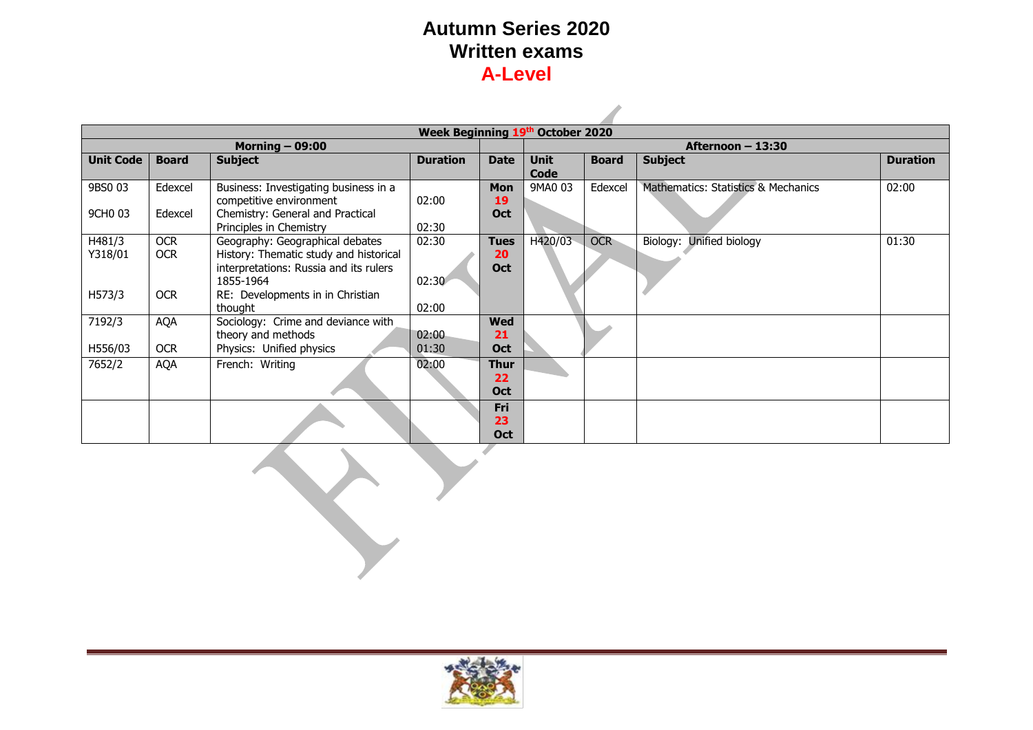# Autumn Series 2020
# Written exams
# A-Level

| Week Beginning 19th October 2020 | | | | | | | | |
|---|---|---|---|---|---|---|---|---|
| **Morning – 09:00** | | | | | **Afternoon – 13:30** | | | |
| **Unit Code** | **Board** | **Subject** | **Duration** | **Date** | **Unit Code** | **Board** | **Subject** | **Duration** |
| 9BS0 03<br>9CH0 03 | Edexcel<br>Edexcel | Business: Investigating business in a competitive environment<br>Chemistry: General and Practical Principles in Chemistry | 02:00<br>02:30 | **Mon 19 Oct** | 9MA0 03 | Edexcel | Mathematics: Statistics & Mechanics | 02:00 |
| H481/3<br>Y318/01<br>H573/3 | OCR<br>OCR<br>OCR | Geography: Geographical debates<br>History: Thematic study and historical interpretations: Russia and its rulers 1855-1964<br>RE: Developments in in Christian thought | 02:30<br>02:30<br>02:00 | **Tues 20 Oct** | H420/03 | OCR | Biology: Unified biology | 01:30 |
| 7192/3<br>H556/03 | AQA<br>OCR | Sociology: Crime and deviance with theory and methods<br>Physics: Unified physics | 02:00<br>01:30 | **Wed 21 Oct** | | | | |
| 7652/2 | AQA | French: Writing | 02:00 | **Thur 22 Oct** | | | | |
| | | | | **Fri 23 Oct** | | | | |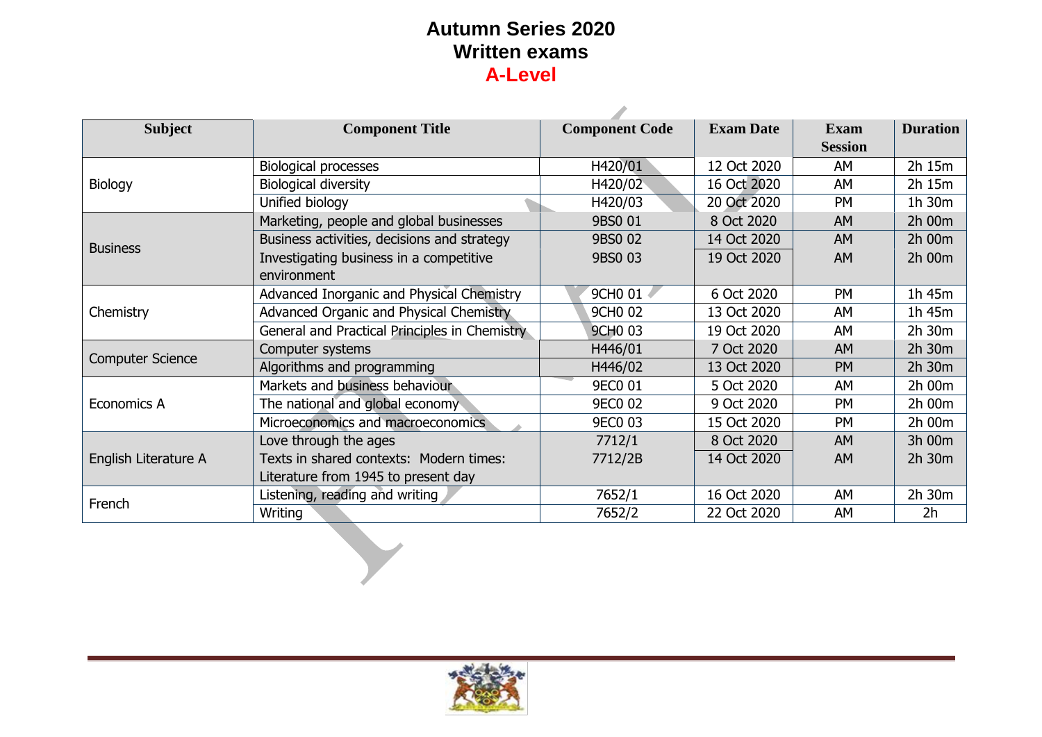# Autumn Series 2020
# Written exams
# A-Level

| Subject | Component Title | Component Code | Exam Date | Exam Session | Duration |
|---|---|---|---|---|---|
| Biology | Biological processes | H420/01 | 12 Oct 2020 | AM | 2h 15m |
| | Biological diversity | H420/02 | 16 Oct 2020 | AM | 2h 15m |
| | Unified biology | H420/03 | 20 Oct 2020 | PM | 1h 30m |
| Business | Marketing, people and global businesses | 9BS0 01 | 8 Oct 2020 | AM | 2h 00m |
| | Business activities, decisions and strategy | 9BS0 02 | 14 Oct 2020 | AM | 2h 00m |
| | Investigating business in a competitive environment | 9BS0 03 | 19 Oct 2020 | AM | 2h 00m |
| Chemistry | Advanced Inorganic and Physical Chemistry | 9CH0 01 | 6 Oct 2020 | PM | 1h 45m |
| | Advanced Organic and Physical Chemistry | 9CH0 02 | 13 Oct 2020 | AM | 1h 45m |
| | General and Practical Principles in Chemistry | 9CH0 03 | 19 Oct 2020 | AM | 2h 30m |
| Computer Science | Computer systems | H446/01 | 7 Oct 2020 | AM | 2h 30m |
| | Algorithms and programming | H446/02 | 13 Oct 2020 | PM | 2h 30m |
| Economics A | Markets and business behaviour | 9EC0 01 | 5 Oct 2020 | AM | 2h 00m |
| | The national and global economy | 9EC0 02 | 9 Oct 2020 | PM | 2h 00m |
| | Microeconomics and macroeconomics | 9EC0 03 | 15 Oct 2020 | PM | 2h 00m |
| English Literature A | Love through the ages | 7712/1 | 8 Oct 2020 | AM | 3h 00m |
| | Texts in shared contexts: Modern times: Literature from 1945 to present day | 7712/2B | 14 Oct 2020 | AM | 2h 30m |
| French | Listening, reading and writing | 7652/1 | 16 Oct 2020 | AM | 2h 30m |
| | Writing | 7652/2 | 22 Oct 2020 | AM | 2h |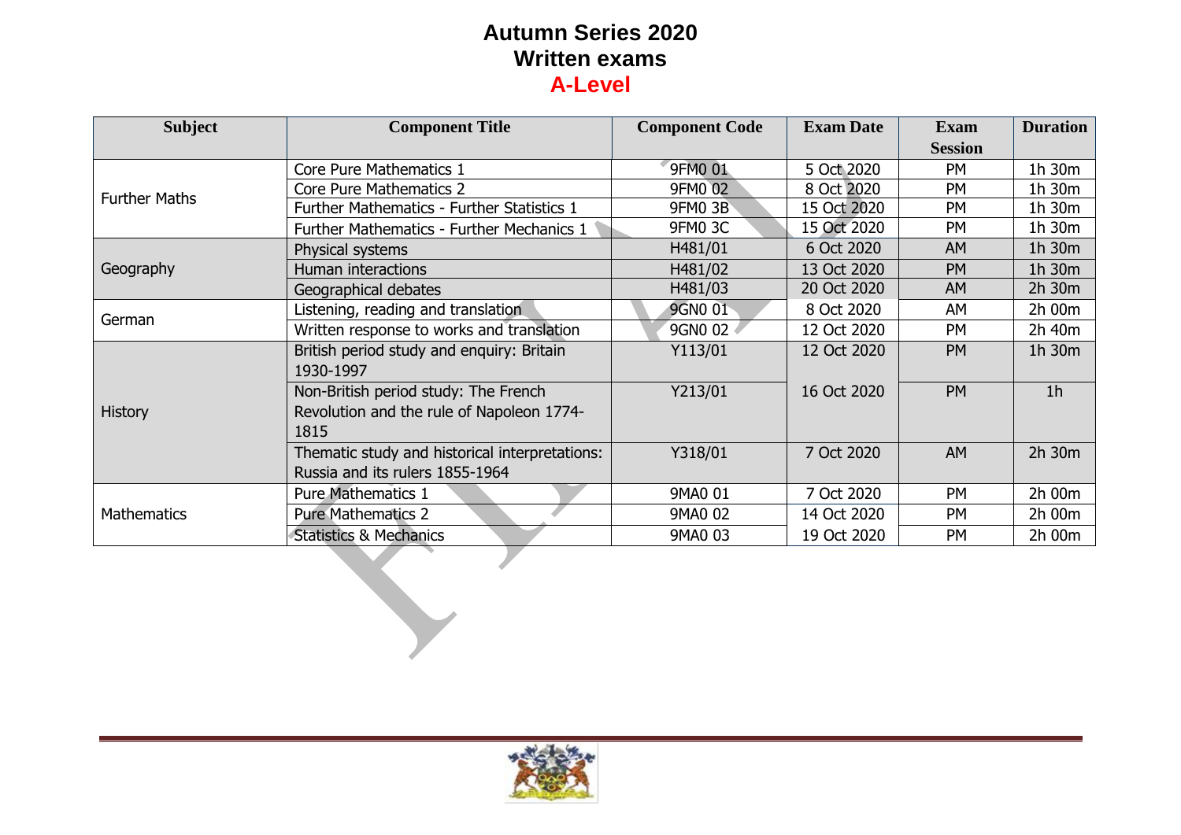# Autumn Series 2020
## Written exams
## A-Level

| Subject | Component Title | Component Code | Exam Date | Exam Session | Duration |
|---|---|---|---|---|---|
| Further Maths | Core Pure Mathematics 1 | 9FM0 01 | 5 Oct 2020 | PM | 1h 30m |
| | Core Pure Mathematics 2 | 9FM0 02 | 8 Oct 2020 | PM | 1h 30m |
| | Further Mathematics - Further Statistics 1 | 9FM0 3B | 15 Oct 2020 | PM | 1h 30m |
| | Further Mathematics - Further Mechanics 1 | 9FM0 3C | 15 Oct 2020 | PM | 1h 30m |
| Geography | Physical systems | H481/01 | 6 Oct 2020 | AM | 1h 30m |
| | Human interactions | H481/02 | 13 Oct 2020 | PM | 1h 30m |
| | Geographical debates | H481/03 | 20 Oct 2020 | AM | 2h 30m |
| German | Listening, reading and translation | 9GN0 01 | 8 Oct 2020 | AM | 2h 00m |
| | Written response to works and translation | 9GN0 02 | 12 Oct 2020 | PM | 2h 40m |
| History | British period study and enquiry: Britain 1930-1997 | Y113/01 | 12 Oct 2020 | PM | 1h 30m |
| | Non-British period study: The French Revolution and the rule of Napoleon 1774-1815 | Y213/01 | 16 Oct 2020 | PM | 1h |
| | Thematic study and historical interpretations: Russia and its rulers 1855-1964 | Y318/01 | 7 Oct 2020 | AM | 2h 30m |
| Mathematics | Pure Mathematics 1 | 9MA0 01 | 7 Oct 2020 | PM | 2h 00m |
| | Pure Mathematics 2 | 9MA0 02 | 14 Oct 2020 | PM | 2h 00m |
| | Statistics & Mechanics | 9MA0 03 | 19 Oct 2020 | PM | 2h 00m |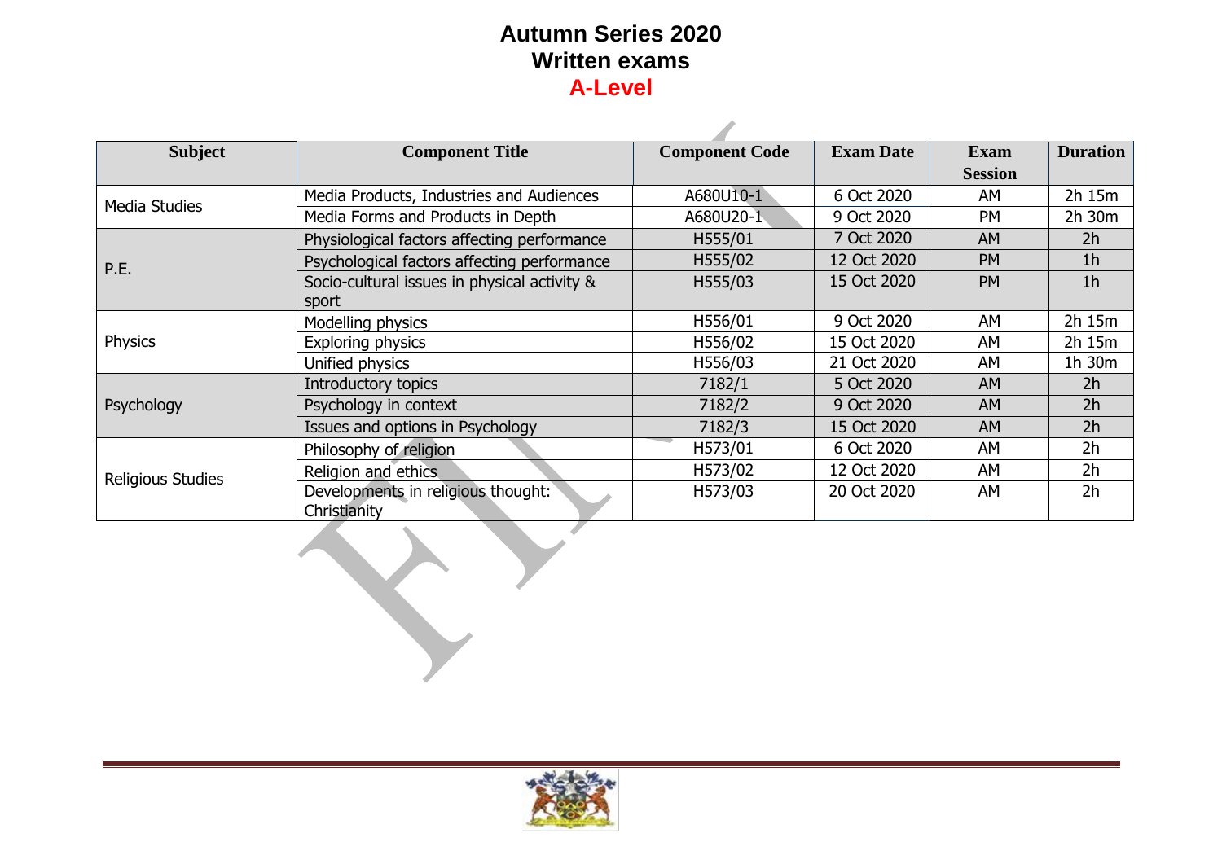# Autumn Series 2020
# Written exams
# A-Level

| Subject | Component Title | Component Code | Exam Date | Exam Session | Duration |
|---|---|---|---|---|---|
| Media Studies | Media Products, Industries and Audiences | A680U10-1 | 6 Oct 2020 | AM | 2h 15m |
| | Media Forms and Products in Depth | A680U20-1 | 9 Oct 2020 | PM | 2h 30m |
| P.E. | Physiological factors affecting performance | H555/01 | 7 Oct 2020 | AM | 2h |
| | Psychological factors affecting performance | H555/02 | 12 Oct 2020 | PM | 1h |
| | Socio-cultural issues in physical activity & sport | H555/03 | 15 Oct 2020 | PM | 1h |
| Physics | Modelling physics | H556/01 | 9 Oct 2020 | AM | 2h 15m |
| | Exploring physics | H556/02 | 15 Oct 2020 | AM | 2h 15m |
| | Unified physics | H556/03 | 21 Oct 2020 | AM | 1h 30m |
| Psychology | Introductory topics | 7182/1 | 5 Oct 2020 | AM | 2h |
| | Psychology in context | 7182/2 | 9 Oct 2020 | AM | 2h |
| | Issues and options in Psychology | 7182/3 | 15 Oct 2020 | AM | 2h |
| Religious Studies | Philosophy of religion | H573/01 | 6 Oct 2020 | AM | 2h |
| | Religion and ethics | H573/02 | 12 Oct 2020 | AM | 2h |
| | Developments in religious thought: Christianity | H573/03 | 20 Oct 2020 | AM | 2h |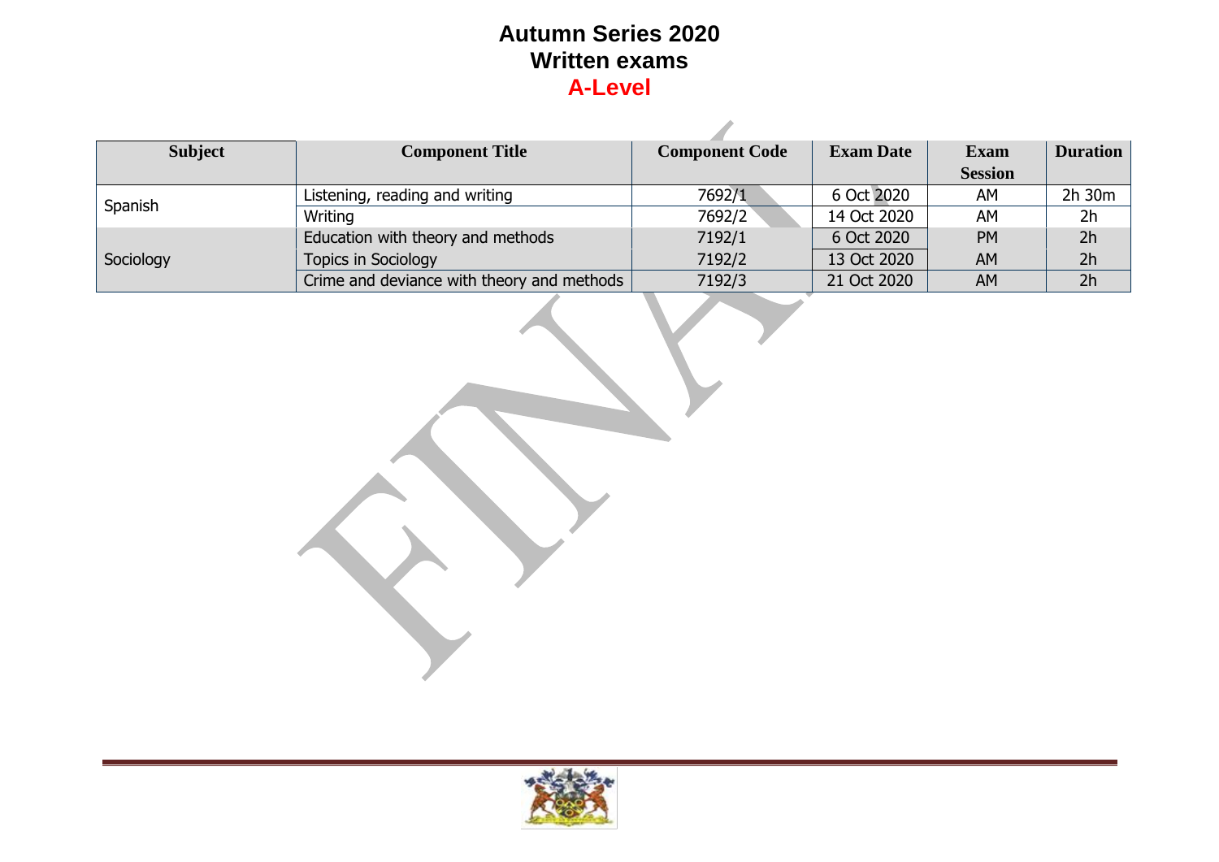# Autumn Series 2020
## Written exams
## A-Level

| Subject | Component Title | Component Code | Exam Date | Exam Session | Duration |
|---|---|---|---|---|---|
| Spanish | Listening, reading and writing | 7692/1 | 6 Oct 2020 | AM | 2h 30m |
| | Writing | 7692/2 | 14 Oct 2020 | AM | 2h |
| Sociology | Education with theory and methods | 7192/1 | 6 Oct 2020 | PM | 2h |
| | Topics in Sociology | 7192/2 | 13 Oct 2020 | AM | 2h |
| | Crime and deviance with theory and methods | 7192/3 | 21 Oct 2020 | AM | 2h |